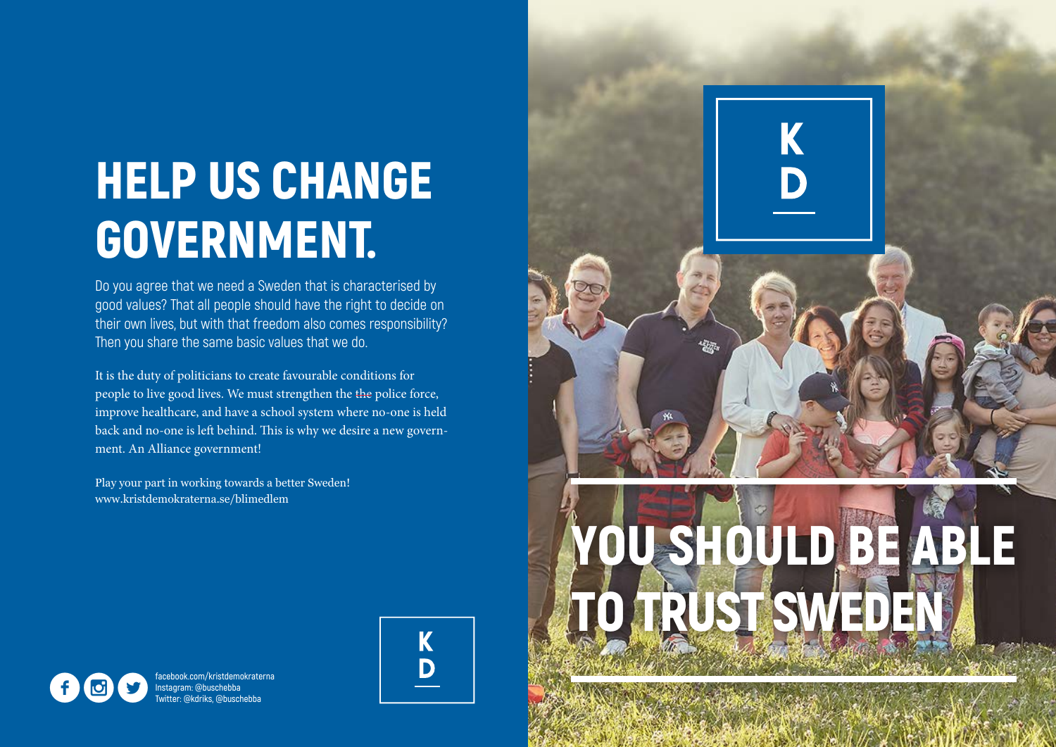# HELP US CHANGE GOVERNMENT.

Do you agree that we need a Sweden that is characterised by good values? That all people should have the right to decide on their own lives, but with that freedom also comes responsibility? Then you share the same basic values that we do.

It is the duty of politicians to create favourable conditions for people to live good lives. We must strengthen the the police force, improve healthcare, and have a school system where no-one is held back and no-one is left behind. This is why we desire a new government. An Alliance government!

Play your part in working towards a better Sweden!
www.kristdemokraterna.se/blimedlem

facebook.com/kristdemokraterna
Instagram: @buschebba
Twitter: @kdriks, @buschebba

KD

KD

# YOU SHOULD BE ABLE TO TRUST SWEDEN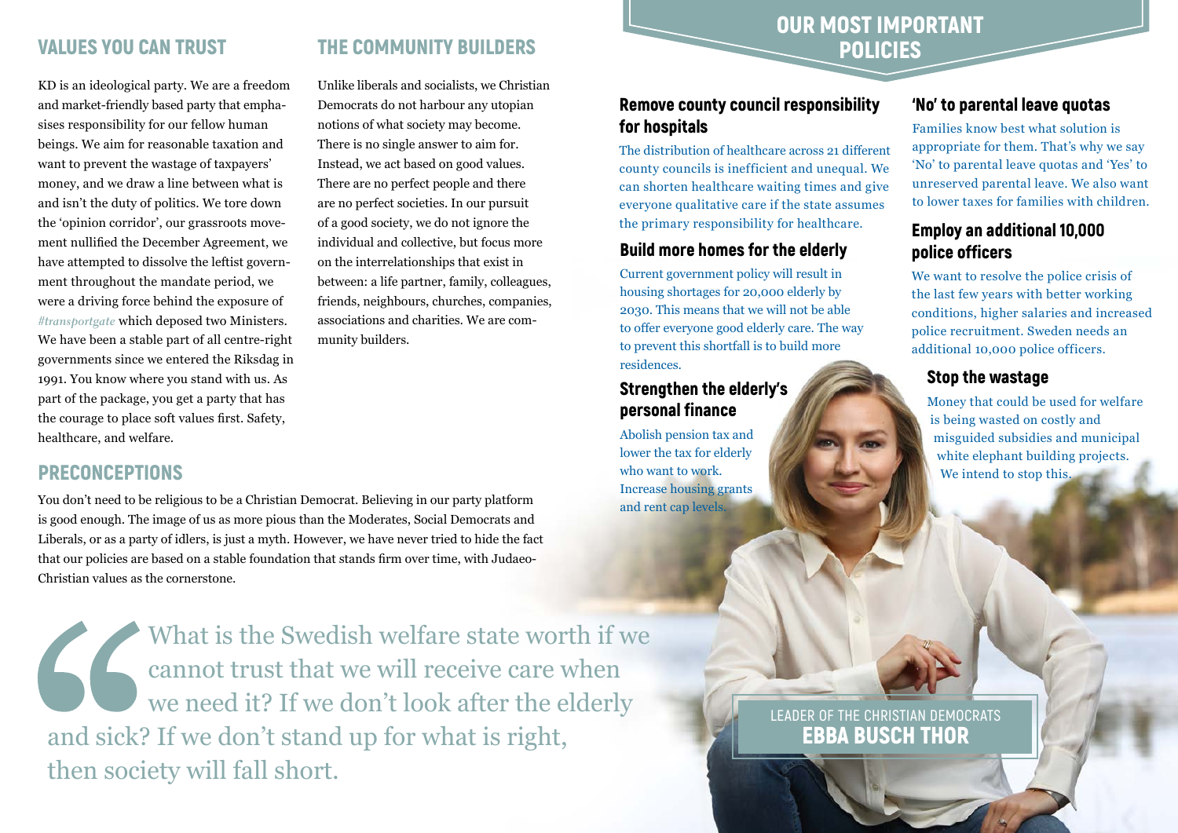## VALUES YOU CAN TRUST

KD is an ideological party. We are a freedom and market-friendly based party that emphasises responsibility for our fellow human beings. We aim for reasonable taxation and want to prevent the wastage of taxpayers' money, and we draw a line between what is and isn't the duty of politics. We tore down the 'opinion corridor', our grassroots movement nullified the December Agreement, we have attempted to dissolve the leftist government throughout the mandate period, we were a driving force behind the exposure of *#transportgate* which deposed two Ministers. We have been a stable part of all centre-right governments since we entered the Riksdag in 1991. You know where you stand with us. As part of the package, you get a party that has the courage to place soft values first. Safety, healthcare, and welfare.

## THE COMMUNITY BUILDERS

Unlike liberals and socialists, we Christian Democrats do not harbour any utopian notions of what society may become. There is no single answer to aim for. Instead, we act based on good values. There are no perfect people and there are no perfect societies. In our pursuit of a good society, we do not ignore the individual and collective, but focus more on the interrelationships that exist in between: a life partner, family, colleagues, friends, neighbours, churches, companies, associations and charities. We are community builders.

## PRECONCEPTIONS

You don't need to be religious to be a Christian Democrat. Believing in our party platform is good enough. The image of us as more pious than the Moderates, Social Democrats and Liberals, or as a party of idlers, is just a myth. However, we have never tried to hide the fact that our policies are based on a stable foundation that stands firm over time, with Judaeo-Christian values as the cornerstone.

> What is the Swedish welfare state worth if we cannot trust that we will receive care when we need it? If we don't look after the elderly and sick? If we don't stand up for what is right, then society will fall short.

## OUR MOST IMPORTANT POLICIES

### Remove county council responsibility for hospitals

The distribution of healthcare across 21 different county councils is inefficient and unequal. We can shorten healthcare waiting times and give everyone qualitative care if the state assumes the primary responsibility for healthcare.

### Build more homes for the elderly

Current government policy will result in housing shortages for 20,000 elderly by 2030. This means that we will not be able to offer everyone good elderly care. The way to prevent this shortfall is to build more residences.

### Strengthen the elderly's personal finance

Abolish pension tax and lower the tax for elderly who want to work. Increase housing grants and rent cap levels.

### 'No' to parental leave quotas

Families know best what solution is appropriate for them. That's why we say 'No' to parental leave quotas and 'Yes' to unreserved parental leave. We also want to lower taxes for families with children.

### Employ an additional 10,000 police officers

We want to resolve the police crisis of the last few years with better working conditions, higher salaries and increased police recruitment. Sweden needs an additional 10,000 police officers.

### Stop the wastage

Money that could be used for welfare is being wasted on costly and misguided subsidies and municipal white elephant building projects. We intend to stop this.

LEADER OF THE CHRISTIAN DEMOCRATS
**EBBA BUSCH THOR**